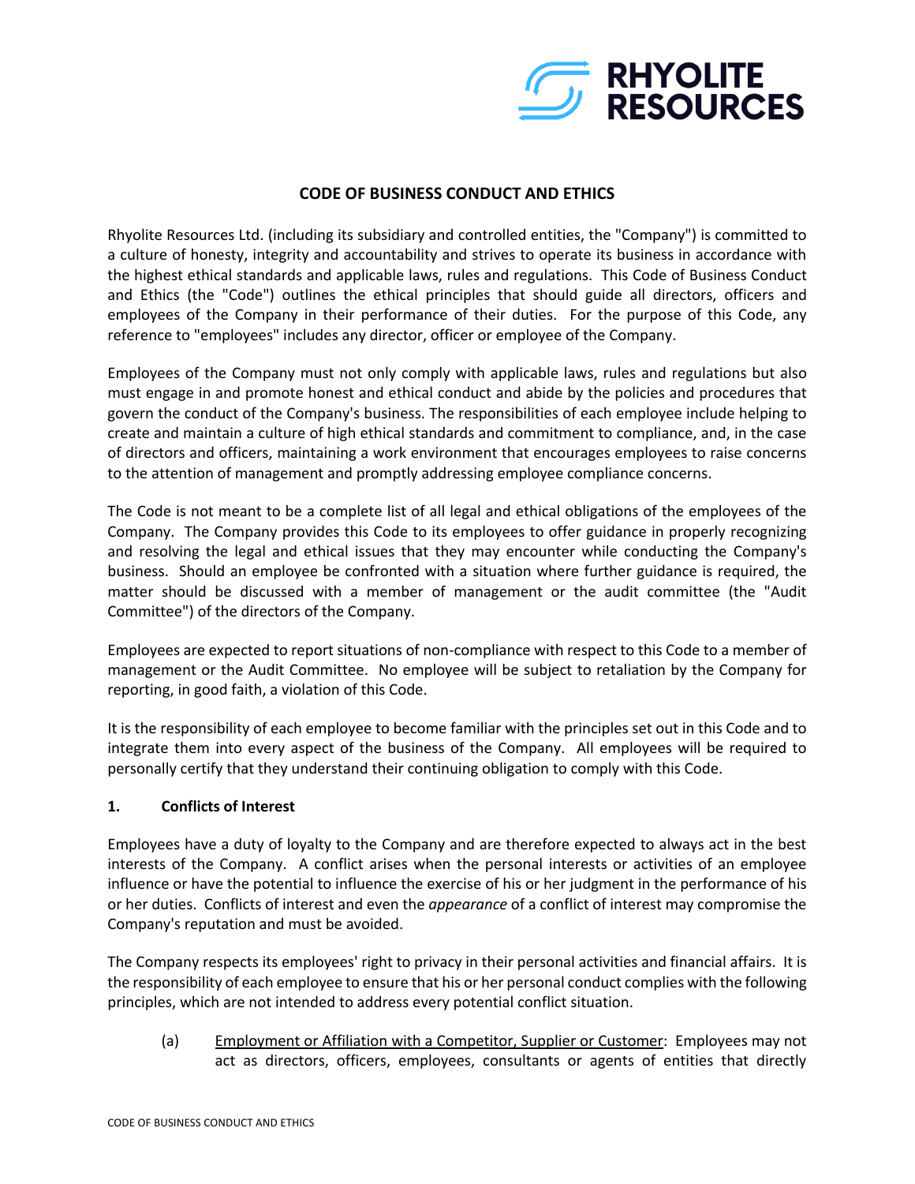# CODE OF BUSINESS CONDUCT AND ETHICS

Rhyolite Resources Ltd. (including its subsidiary and controlled entities, the "Company") is committed to a culture of honesty, integrity and accountability and strives to operate its business in accordance with the highest ethical standards and applicable laws, rules and regulations. This Code of Business Conduct and Ethics (the "Code") outlines the ethical principles that should guide all directors, officers and employees of the Company in their performance of their duties. For the purpose of this Code, any reference to "employees" includes any director, officer or employee of the Company.

Employees of the Company must not only comply with applicable laws, rules and regulations but also must engage in and promote honest and ethical conduct and abide by the policies and procedures that govern the conduct of the Company's business. The responsibilities of each employee include helping to create and maintain a culture of high ethical standards and commitment to compliance, and, in the case of directors and officers, maintaining a work environment that encourages employees to raise concerns to the attention of management and promptly addressing employee compliance concerns.

The Code is not meant to be a complete list of all legal and ethical obligations of the employees of the Company. The Company provides this Code to its employees to offer guidance in properly recognizing and resolving the legal and ethical issues that they may encounter while conducting the Company's business. Should an employee be confronted with a situation where further guidance is required, the matter should be discussed with a member of management or the audit committee (the "Audit Committee") of the directors of the Company.

Employees are expected to report situations of non-compliance with respect to this Code to a member of management or the Audit Committee. No employee will be subject to retaliation by the Company for reporting, in good faith, a violation of this Code.

It is the responsibility of each employee to become familiar with the principles set out in this Code and to integrate them into every aspect of the business of the Company. All employees will be required to personally certify that they understand their continuing obligation to comply with this Code.

## 1. Conflicts of Interest

Employees have a duty of loyalty to the Company and are therefore expected to always act in the best interests of the Company. A conflict arises when the personal interests or activities of an employee influence or have the potential to influence the exercise of his or her judgment in the performance of his or her duties. Conflicts of interest and even the *appearance* of a conflict of interest may compromise the Company's reputation and must be avoided.

The Company respects its employees' right to privacy in their personal activities and financial affairs. It is the responsibility of each employee to ensure that his or her personal conduct complies with the following principles, which are not intended to address every potential conflict situation.

(a) Employment or Affiliation with a Competitor, Supplier or Customer: Employees may not act as directors, officers, employees, consultants or agents of entities that directly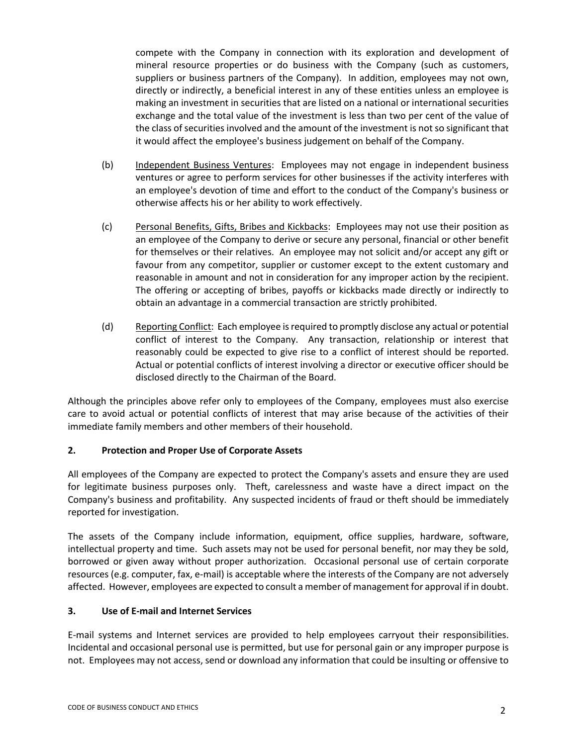compete with the Company in connection with its exploration and development of mineral resource properties or do business with the Company (such as customers, suppliers or business partners of the Company). In addition, employees may not own, directly or indirectly, a beneficial interest in any of these entities unless an employee is making an investment in securities that are listed on a national or international securities exchange and the total value of the investment is less than two per cent of the value of the class of securities involved and the amount of the investment is not so significant that it would affect the employee's business judgement on behalf of the Company.

(b) Independent Business Ventures: Employees may not engage in independent business ventures or agree to perform services for other businesses if the activity interferes with an employee's devotion of time and effort to the conduct of the Company's business or otherwise affects his or her ability to work effectively.

(c) Personal Benefits, Gifts, Bribes and Kickbacks: Employees may not use their position as an employee of the Company to derive or secure any personal, financial or other benefit for themselves or their relatives. An employee may not solicit and/or accept any gift or favour from any competitor, supplier or customer except to the extent customary and reasonable in amount and not in consideration for any improper action by the recipient. The offering or accepting of bribes, payoffs or kickbacks made directly or indirectly to obtain an advantage in a commercial transaction are strictly prohibited.

(d) Reporting Conflict: Each employee is required to promptly disclose any actual or potential conflict of interest to the Company. Any transaction, relationship or interest that reasonably could be expected to give rise to a conflict of interest should be reported. Actual or potential conflicts of interest involving a director or executive officer should be disclosed directly to the Chairman of the Board.

Although the principles above refer only to employees of the Company, employees must also exercise care to avoid actual or potential conflicts of interest that may arise because of the activities of their immediate family members and other members of their household.

## 2. Protection and Proper Use of Corporate Assets

All employees of the Company are expected to protect the Company's assets and ensure they are used for legitimate business purposes only. Theft, carelessness and waste have a direct impact on the Company's business and profitability. Any suspected incidents of fraud or theft should be immediately reported for investigation.

The assets of the Company include information, equipment, office supplies, hardware, software, intellectual property and time. Such assets may not be used for personal benefit, nor may they be sold, borrowed or given away without proper authorization. Occasional personal use of certain corporate resources (e.g. computer, fax, e-mail) is acceptable where the interests of the Company are not adversely affected. However, employees are expected to consult a member of management for approval if in doubt.

## 3. Use of E-mail and Internet Services

E-mail systems and Internet services are provided to help employees carryout their responsibilities. Incidental and occasional personal use is permitted, but use for personal gain or any improper purpose is not. Employees may not access, send or download any information that could be insulting or offensive to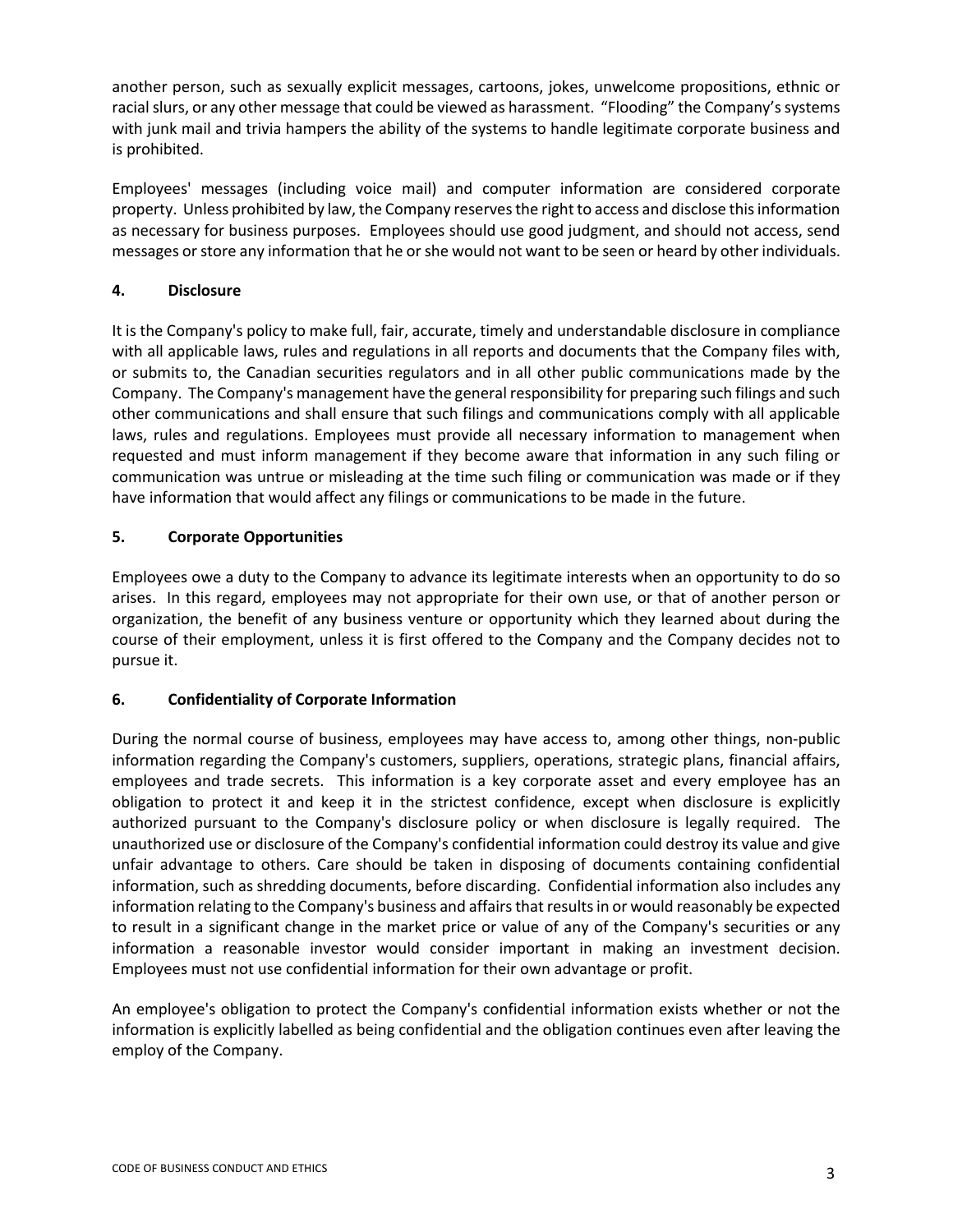another person, such as sexually explicit messages, cartoons, jokes, unwelcome propositions, ethnic or racial slurs, or any other message that could be viewed as harassment. "Flooding" the Company's systems with junk mail and trivia hampers the ability of the systems to handle legitimate corporate business and is prohibited.

Employees' messages (including voice mail) and computer information are considered corporate property. Unless prohibited by law, the Company reserves the right to access and disclose this information as necessary for business purposes. Employees should use good judgment, and should not access, send messages or store any information that he or she would not want to be seen or heard by other individuals.

### 4. Disclosure

It is the Company's policy to make full, fair, accurate, timely and understandable disclosure in compliance with all applicable laws, rules and regulations in all reports and documents that the Company files with, or submits to, the Canadian securities regulators and in all other public communications made by the Company. The Company's management have the general responsibility for preparing such filings and such other communications and shall ensure that such filings and communications comply with all applicable laws, rules and regulations. Employees must provide all necessary information to management when requested and must inform management if they become aware that information in any such filing or communication was untrue or misleading at the time such filing or communication was made or if they have information that would affect any filings or communications to be made in the future.

### 5. Corporate Opportunities

Employees owe a duty to the Company to advance its legitimate interests when an opportunity to do so arises. In this regard, employees may not appropriate for their own use, or that of another person or organization, the benefit of any business venture or opportunity which they learned about during the course of their employment, unless it is first offered to the Company and the Company decides not to pursue it.

### 6. Confidentiality of Corporate Information

During the normal course of business, employees may have access to, among other things, non-public information regarding the Company's customers, suppliers, operations, strategic plans, financial affairs, employees and trade secrets. This information is a key corporate asset and every employee has an obligation to protect it and keep it in the strictest confidence, except when disclosure is explicitly authorized pursuant to the Company's disclosure policy or when disclosure is legally required. The unauthorized use or disclosure of the Company's confidential information could destroy its value and give unfair advantage to others. Care should be taken in disposing of documents containing confidential information, such as shredding documents, before discarding. Confidential information also includes any information relating to the Company's business and affairs that results in or would reasonably be expected to result in a significant change in the market price or value of any of the Company's securities or any information a reasonable investor would consider important in making an investment decision. Employees must not use confidential information for their own advantage or profit.

An employee's obligation to protect the Company's confidential information exists whether or not the information is explicitly labelled as being confidential and the obligation continues even after leaving the employ of the Company.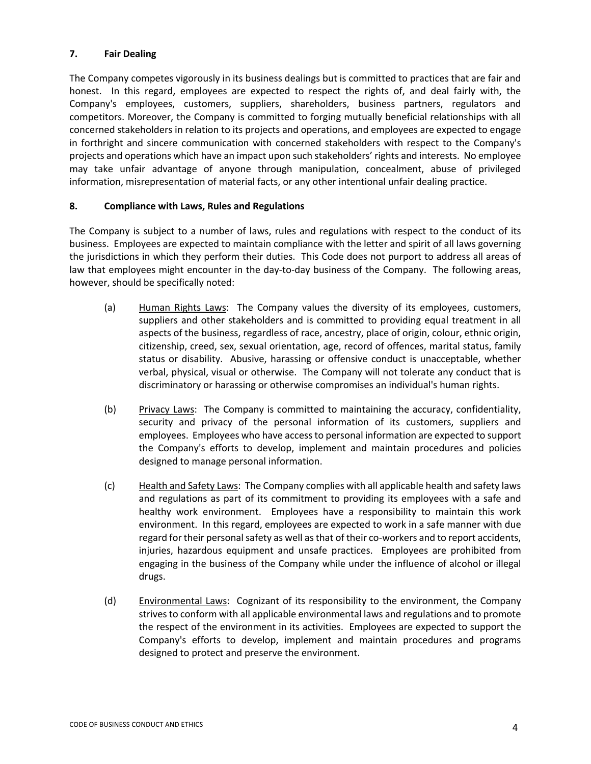## 7. Fair Dealing

The Company competes vigorously in its business dealings but is committed to practices that are fair and honest. In this regard, employees are expected to respect the rights of, and deal fairly with, the Company's employees, customers, suppliers, shareholders, business partners, regulators and competitors. Moreover, the Company is committed to forging mutually beneficial relationships with all concerned stakeholders in relation to its projects and operations, and employees are expected to engage in forthright and sincere communication with concerned stakeholders with respect to the Company's projects and operations which have an impact upon such stakeholders' rights and interests. No employee may take unfair advantage of anyone through manipulation, concealment, abuse of privileged information, misrepresentation of material facts, or any other intentional unfair dealing practice.

## 8. Compliance with Laws, Rules and Regulations

The Company is subject to a number of laws, rules and regulations with respect to the conduct of its business. Employees are expected to maintain compliance with the letter and spirit of all laws governing the jurisdictions in which they perform their duties. This Code does not purport to address all areas of law that employees might encounter in the day-to-day business of the Company. The following areas, however, should be specifically noted:

(a) Human Rights Laws: The Company values the diversity of its employees, customers, suppliers and other stakeholders and is committed to providing equal treatment in all aspects of the business, regardless of race, ancestry, place of origin, colour, ethnic origin, citizenship, creed, sex, sexual orientation, age, record of offences, marital status, family status or disability. Abusive, harassing or offensive conduct is unacceptable, whether verbal, physical, visual or otherwise. The Company will not tolerate any conduct that is discriminatory or harassing or otherwise compromises an individual's human rights.

(b) Privacy Laws: The Company is committed to maintaining the accuracy, confidentiality, security and privacy of the personal information of its customers, suppliers and employees. Employees who have access to personal information are expected to support the Company's efforts to develop, implement and maintain procedures and policies designed to manage personal information.

(c) Health and Safety Laws: The Company complies with all applicable health and safety laws and regulations as part of its commitment to providing its employees with a safe and healthy work environment. Employees have a responsibility to maintain this work environment. In this regard, employees are expected to work in a safe manner with due regard for their personal safety as well as that of their co-workers and to report accidents, injuries, hazardous equipment and unsafe practices. Employees are prohibited from engaging in the business of the Company while under the influence of alcohol or illegal drugs.

(d) Environmental Laws: Cognizant of its responsibility to the environment, the Company strives to conform with all applicable environmental laws and regulations and to promote the respect of the environment in its activities. Employees are expected to support the Company's efforts to develop, implement and maintain procedures and programs designed to protect and preserve the environment.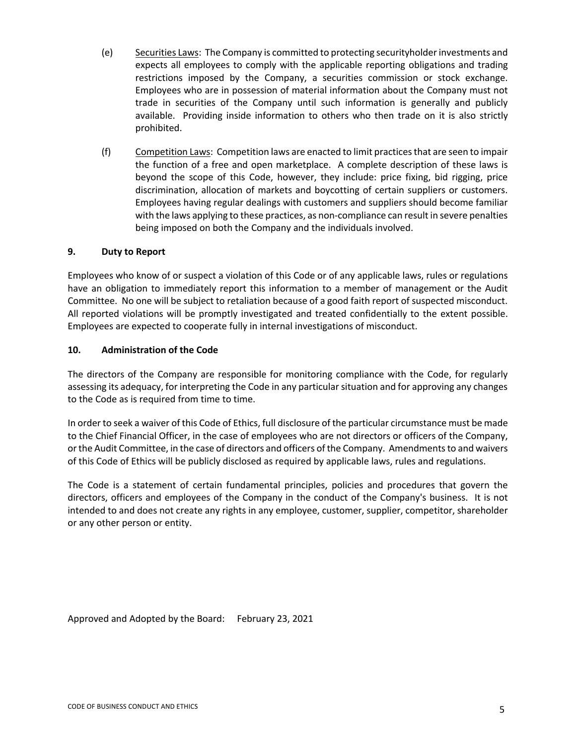(e) Securities Laws: The Company is committed to protecting securityholder investments and expects all employees to comply with the applicable reporting obligations and trading restrictions imposed by the Company, a securities commission or stock exchange. Employees who are in possession of material information about the Company must not trade in securities of the Company until such information is generally and publicly available. Providing inside information to others who then trade on it is also strictly prohibited.

(f) Competition Laws: Competition laws are enacted to limit practices that are seen to impair the function of a free and open marketplace. A complete description of these laws is beyond the scope of this Code, however, they include: price fixing, bid rigging, price discrimination, allocation of markets and boycotting of certain suppliers or customers. Employees having regular dealings with customers and suppliers should become familiar with the laws applying to these practices, as non-compliance can result in severe penalties being imposed on both the Company and the individuals involved.

## 9. Duty to Report

Employees who know of or suspect a violation of this Code or of any applicable laws, rules or regulations have an obligation to immediately report this information to a member of management or the Audit Committee. No one will be subject to retaliation because of a good faith report of suspected misconduct. All reported violations will be promptly investigated and treated confidentially to the extent possible. Employees are expected to cooperate fully in internal investigations of misconduct.

## 10. Administration of the Code

The directors of the Company are responsible for monitoring compliance with the Code, for regularly assessing its adequacy, for interpreting the Code in any particular situation and for approving any changes to the Code as is required from time to time.

In order to seek a waiver of this Code of Ethics, full disclosure of the particular circumstance must be made to the Chief Financial Officer, in the case of employees who are not directors or officers of the Company, or the Audit Committee, in the case of directors and officers of the Company. Amendments to and waivers of this Code of Ethics will be publicly disclosed as required by applicable laws, rules and regulations.

The Code is a statement of certain fundamental principles, policies and procedures that govern the directors, officers and employees of the Company in the conduct of the Company's business. It is not intended to and does not create any rights in any employee, customer, supplier, competitor, shareholder or any other person or entity.

Approved and Adopted by the Board: February 23, 2021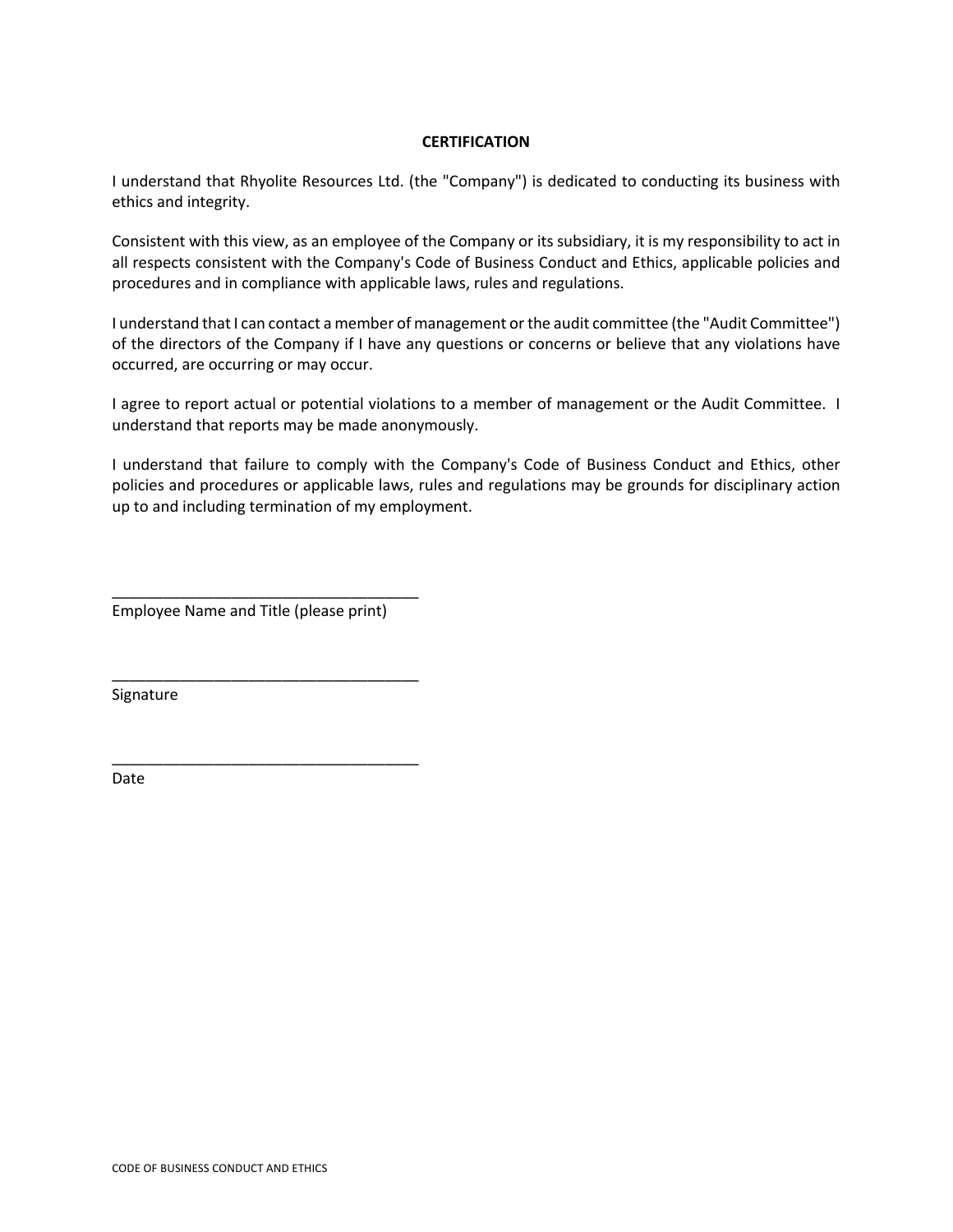## CERTIFICATION

I understand that Rhyolite Resources Ltd. (the "Company") is dedicated to conducting its business with ethics and integrity.

Consistent with this view, as an employee of the Company or its subsidiary, it is my responsibility to act in all respects consistent with the Company's Code of Business Conduct and Ethics, applicable policies and procedures and in compliance with applicable laws, rules and regulations.

I understand that I can contact a member of management or the audit committee (the "Audit Committee") of the directors of the Company if I have any questions or concerns or believe that any violations have occurred, are occurring or may occur.

I agree to report actual or potential violations to a member of management or the Audit Committee. I understand that reports may be made anonymously.

I understand that failure to comply with the Company's Code of Business Conduct and Ethics, other policies and procedures or applicable laws, rules and regulations may be grounds for disciplinary action up to and including termination of my employment.

____________________________________
Employee Name and Title (please print)

____________________________________
Signature

____________________________________
Date